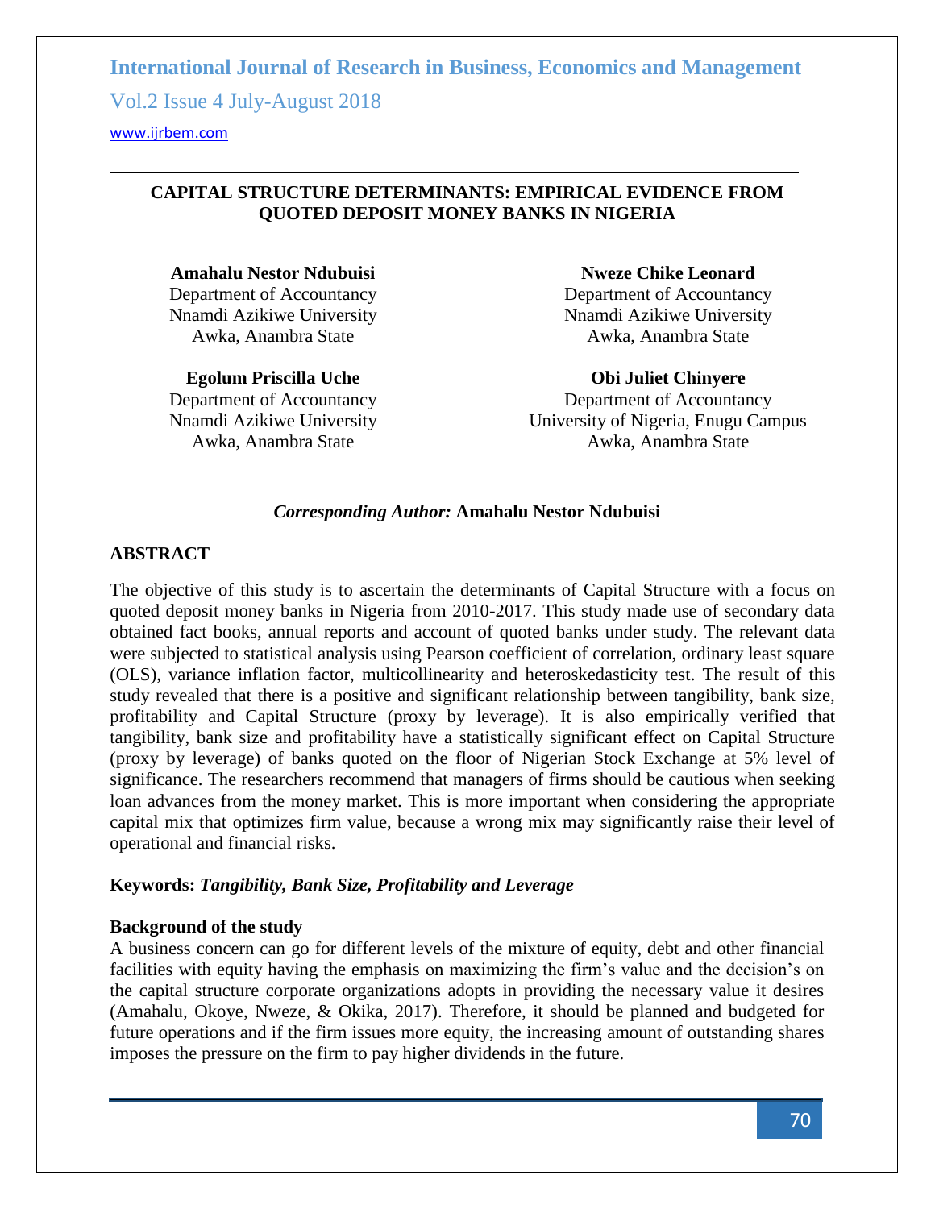# CAPITAL STRUCTURE DETERMINANTS: EMPIRICAL EVIDENCE FROM QUOTED DEPOSIT MONEY BANKS IN NIGERIA

**Amahalu Nestor Ndubuisi**
Department of Accountancy
Nnamdi Azikiwe University
Awka, Anambra State

**Nweze Chike Leonard**
Department of Accountancy
Nnamdi Azikiwe University
Awka, Anambra State

**Egolum Priscilla Uche**
Department of Accountancy
Nnamdi Azikiwe University
Awka, Anambra State

**Obi Juliet Chinyere**
Department of Accountancy
University of Nigeria, Enugu Campus
Awka, Anambra State

***Corresponding Author:*** **Amahalu Nestor Ndubuisi**

## ABSTRACT

The objective of this study is to ascertain the determinants of Capital Structure with a focus on quoted deposit money banks in Nigeria from 2010-2017. This study made use of secondary data obtained fact books, annual reports and account of quoted banks under study. The relevant data were subjected to statistical analysis using Pearson coefficient of correlation, ordinary least square (OLS), variance inflation factor, multicollinearity and heteroskedasticity test. The result of this study revealed that there is a positive and significant relationship between tangibility, bank size, profitability and Capital Structure (proxy by leverage). It is also empirically verified that tangibility, bank size and profitability have a statistically significant effect on Capital Structure (proxy by leverage) of banks quoted on the floor of Nigerian Stock Exchange at 5% level of significance. The researchers recommend that managers of firms should be cautious when seeking loan advances from the money market. This is more important when considering the appropriate capital mix that optimizes firm value, because a wrong mix may significantly raise their level of operational and financial risks.

**Keywords:** ***Tangibility, Bank Size, Profitability and Leverage***

### Background of the study

A business concern can go for different levels of the mixture of equity, debt and other financial facilities with equity having the emphasis on maximizing the firm's value and the decision's on the capital structure corporate organizations adopts in providing the necessary value it desires (Amahalu, Okoye, Nweze, & Okika, 2017). Therefore, it should be planned and budgeted for future operations and if the firm issues more equity, the increasing amount of outstanding shares imposes the pressure on the firm to pay higher dividends in the future.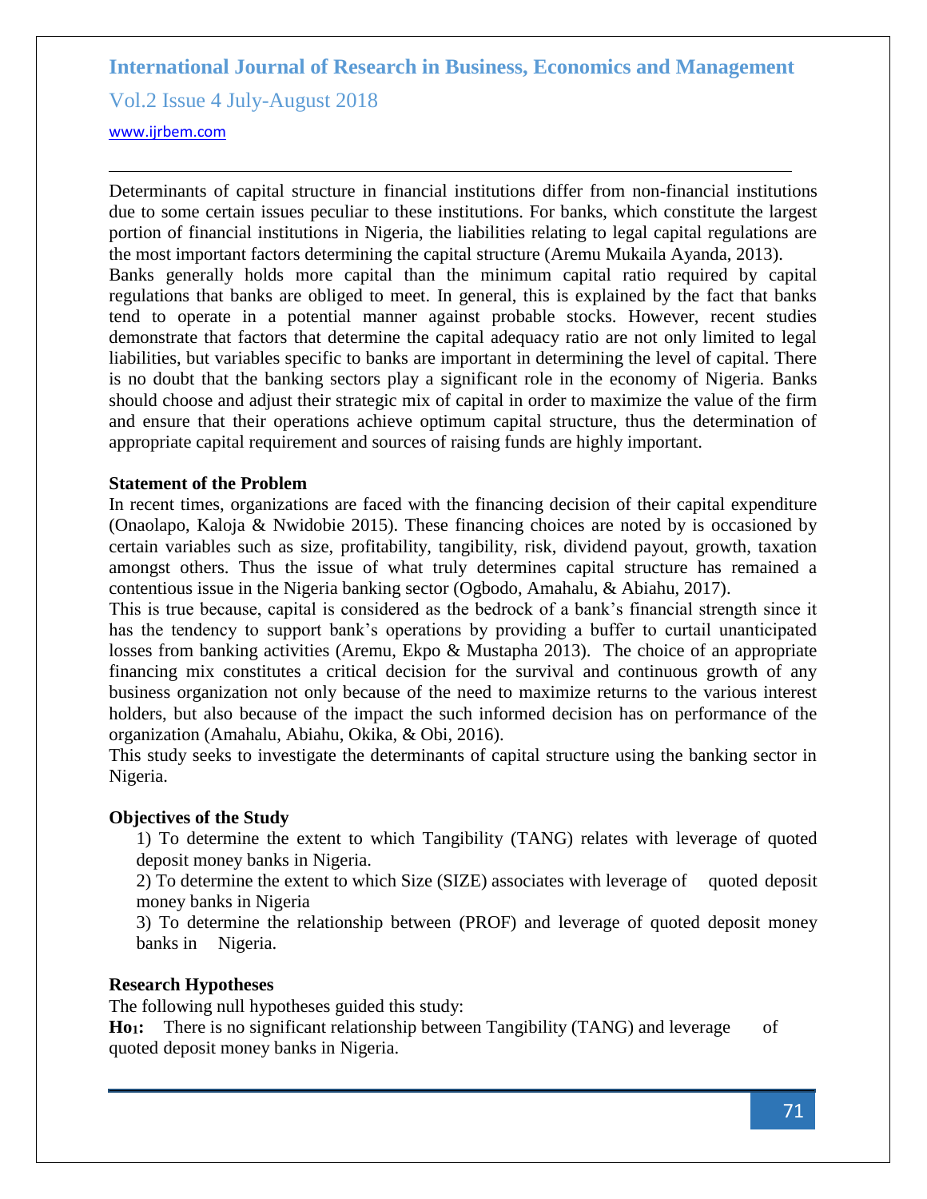Determinants of capital structure in financial institutions differ from non-financial institutions due to some certain issues peculiar to these institutions. For banks, which constitute the largest portion of financial institutions in Nigeria, the liabilities relating to legal capital regulations are the most important factors determining the capital structure (Aremu Mukaila Ayanda, 2013).

Banks generally holds more capital than the minimum capital ratio required by capital regulations that banks are obliged to meet. In general, this is explained by the fact that banks tend to operate in a potential manner against probable stocks. However, recent studies demonstrate that factors that determine the capital adequacy ratio are not only limited to legal liabilities, but variables specific to banks are important in determining the level of capital. There is no doubt that the banking sectors play a significant role in the economy of Nigeria. Banks should choose and adjust their strategic mix of capital in order to maximize the value of the firm and ensure that their operations achieve optimum capital structure, thus the determination of appropriate capital requirement and sources of raising funds are highly important.

**Statement of the Problem**

In recent times, organizations are faced with the financing decision of their capital expenditure (Onaolapo, Kaloja & Nwidobie 2015). These financing choices are noted by is occasioned by certain variables such as size, profitability, tangibility, risk, dividend payout, growth, taxation amongst others. Thus the issue of what truly determines capital structure has remained a contentious issue in the Nigeria banking sector (Ogbodo, Amahalu, & Abiahu, 2017).

This is true because, capital is considered as the bedrock of a bank's financial strength since it has the tendency to support bank's operations by providing a buffer to curtail unanticipated losses from banking activities (Aremu, Ekpo & Mustapha 2013). The choice of an appropriate financing mix constitutes a critical decision for the survival and continuous growth of any business organization not only because of the need to maximize returns to the various interest holders, but also because of the impact the such informed decision has on performance of the organization (Amahalu, Abiahu, Okika, & Obi, 2016).

This study seeks to investigate the determinants of capital structure using the banking sector in Nigeria.

**Objectives of the Study**

1) To determine the extent to which Tangibility (TANG) relates with leverage of quoted deposit money banks in Nigeria.

2) To determine the extent to which Size (SIZE) associates with leverage of quoted deposit money banks in Nigeria

3) To determine the relationship between (PROF) and leverage of quoted deposit money banks in Nigeria.

**Research Hypotheses**

The following null hypotheses guided this study:

**$Ho_1$:** There is no significant relationship between Tangibility (TANG) and leverage of quoted deposit money banks in Nigeria.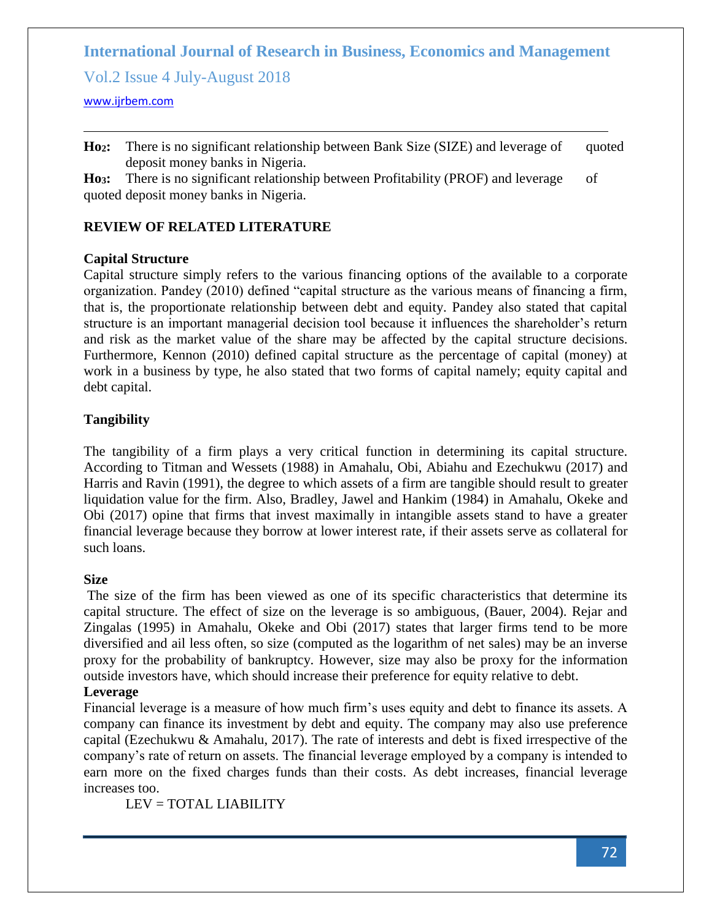**Ho2:** There is no significant relationship between Bank Size (SIZE) and leverage of quoted deposit money banks in Nigeria.

**Ho3:** There is no significant relationship between Profitability (PROF) and leverage of quoted deposit money banks in Nigeria.

## REVIEW OF RELATED LITERATURE

### Capital Structure

Capital structure simply refers to the various financing options of the available to a corporate organization. Pandey (2010) defined "capital structure as the various means of financing a firm, that is, the proportionate relationship between debt and equity. Pandey also stated that capital structure is an important managerial decision tool because it influences the shareholder's return and risk as the market value of the share may be affected by the capital structure decisions. Furthermore, Kennon (2010) defined capital structure as the percentage of capital (money) at work in a business by type, he also stated that two forms of capital namely; equity capital and debt capital.

### Tangibility

The tangibility of a firm plays a very critical function in determining its capital structure. According to Titman and Wessets (1988) in Amahalu, Obi, Abiahu and Ezechukwu (2017) and Harris and Ravin (1991), the degree to which assets of a firm are tangible should result to greater liquidation value for the firm. Also, Bradley, Jawel and Hankim (1984) in Amahalu, Okeke and Obi (2017) opine that firms that invest maximally in intangible assets stand to have a greater financial leverage because they borrow at lower interest rate, if their assets serve as collateral for such loans.

### Size

The size of the firm has been viewed as one of its specific characteristics that determine its capital structure. The effect of size on the leverage is so ambiguous, (Bauer, 2004). Rejar and Zingalas (1995) in Amahalu, Okeke and Obi (2017) states that larger firms tend to be more diversified and ail less often, so size (computed as the logarithm of net sales) may be an inverse proxy for the probability of bankruptcy. However, size may also be proxy for the information outside investors have, which should increase their preference for equity relative to debt.

### Leverage

Financial leverage is a measure of how much firm's uses equity and debt to finance its assets. A company can finance its investment by debt and equity. The company may also use preference capital (Ezechukwu & Amahalu, 2017). The rate of interests and debt is fixed irrespective of the company's rate of return on assets. The financial leverage employed by a company is intended to earn more on the fixed charges funds than their costs. As debt increases, financial leverage increases too.

LEV = TOTAL LIABILITY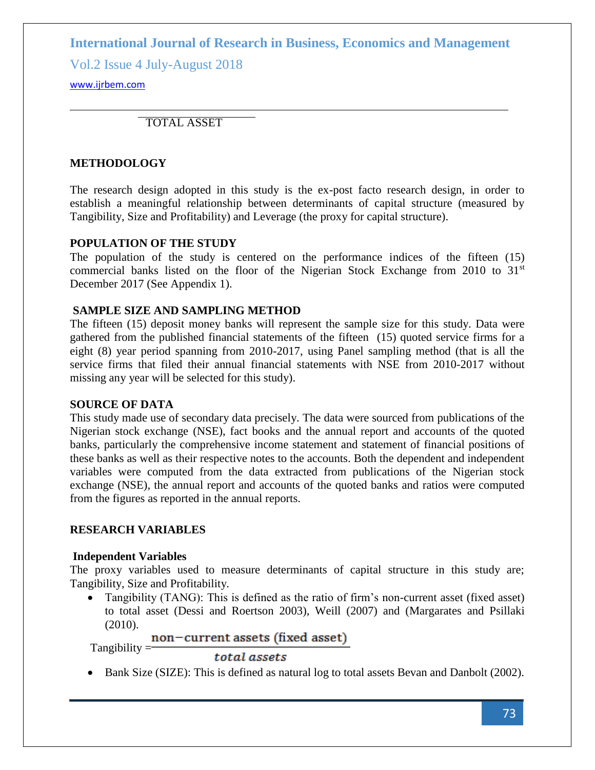TOTAL ASSET

## METHODOLOGY

The research design adopted in this study is the ex-post facto research design, in order to establish a meaningful relationship between determinants of capital structure (measured by Tangibility, Size and Profitability) and Leverage (the proxy for capital structure).

### POPULATION OF THE STUDY

The population of the study is centered on the performance indices of the fifteen (15) commercial banks listed on the floor of the Nigerian Stock Exchange from 2010 to 31st December 2017 (See Appendix 1).

### SAMPLE SIZE AND SAMPLING METHOD

The fifteen (15) deposit money banks will represent the sample size for this study. Data were gathered from the published financial statements of the fifteen (15) quoted service firms for a eight (8) year period spanning from 2010-2017, using Panel sampling method (that is all the service firms that filed their annual financial statements with NSE from 2010-2017 without missing any year will be selected for this study).

### SOURCE OF DATA

This study made use of secondary data precisely. The data were sourced from publications of the Nigerian stock exchange (NSE), fact books and the annual report and accounts of the quoted banks, particularly the comprehensive income statement and statement of financial positions of these banks as well as their respective notes to the accounts. Both the dependent and independent variables were computed from the data extracted from publications of the Nigerian stock exchange (NSE), the annual report and accounts of the quoted banks and ratios were computed from the figures as reported in the annual reports.

### RESEARCH VARIABLES

#### Independent Variables

The proxy variables used to measure determinants of capital structure in this study are; Tangibility, Size and Profitability.

- Tangibility (TANG): This is defined as the ratio of firm's non-current asset (fixed asset) to total asset (Dessi and Roertson 2003), Weill (2007) and (Margarates and Psillaki (2010).

$$\text{Tangibility} = \frac{\text{non-current assets (fixed asset)}}{\textit{total assets}}$$

- Bank Size (SIZE): This is defined as natural log to total assets Bevan and Danbolt (2002).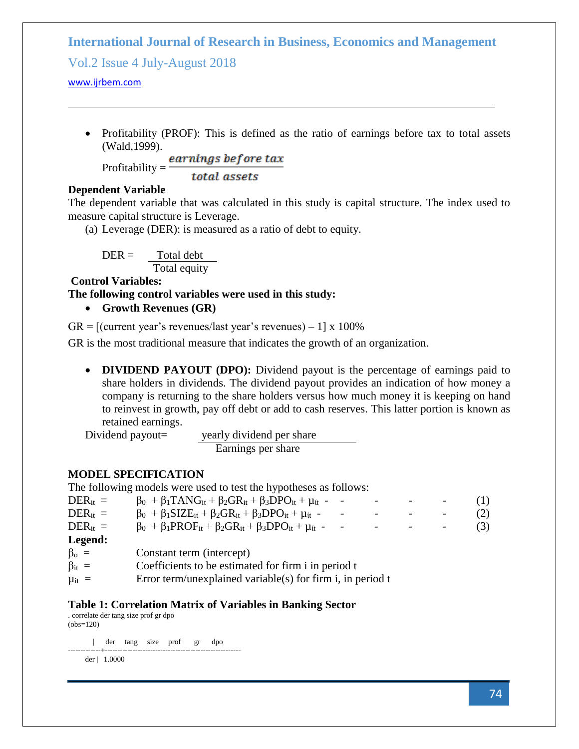- Profitability (PROF): This is defined as the ratio of earnings before tax to total assets (Wald,1999).

$$\text{Profitability} = \frac{\textit{earnings before tax}}{\textit{total assets}}$$

**Dependent Variable**

The dependent variable that was calculated in this study is capital structure. The index used to measure capital structure is Leverage.

(a) Leverage (DER): is measured as a ratio of debt to equity.

$$\text{DER} = \frac{\text{Total debt}}{\text{Total equity}}$$

**Control Variables:**

**The following control variables were used in this study:**

- **Growth Revenues (GR)**

GR = [(current year's revenues/last year's revenues) – 1] x 100%

GR is the most traditional measure that indicates the growth of an organization.

- **DIVIDEND PAYOUT (DPO):** Dividend payout is the percentage of earnings paid to share holders in dividends. The dividend payout provides an indication of how money a company is returning to the share holders versus how much money it is keeping on hand to reinvest in growth, pay off debt or add to cash reserves. This latter portion is known as retained earnings.

$$\text{Dividend payout} = \frac{\text{yearly dividend per share}}{\text{Earnings per share}}$$

**MODEL SPECIFICATION**

The following models were used to test the hypotheses as follows:

$$DER_{it} = \beta_0 + \beta_1 TANG_{it} + \beta_2 GR_{it} + \beta_3 DPO_{it} + \mu_{it} \quad (1)$$

$$DER_{it} = \beta_0 + \beta_1 SIZE_{it} + \beta_2 GR_{it} + \beta_3 DPO_{it} + \mu_{it} \quad (2)$$

$$DER_{it} = \beta_0 + \beta_1 PROF_{it} + \beta_2 GR_{it} + \beta_3 DPO_{it} + \mu_{it} \quad (3)$$

**Legend:**

$\beta_o$ = Constant term (intercept)

$\beta_{it}$ = Coefficients to be estimated for firm i in period t

$\mu_{it}$ = Error term/unexplained variable(s) for firm i, in period t

**Table 1: Correlation Matrix of Variables in Banking Sector**

```
. correlate der tang size prof gr dpo
(obs=120)

             |    der    tang    size    prof      gr     dpo
-------------+------------------------------------------------------
         der |  1.0000
```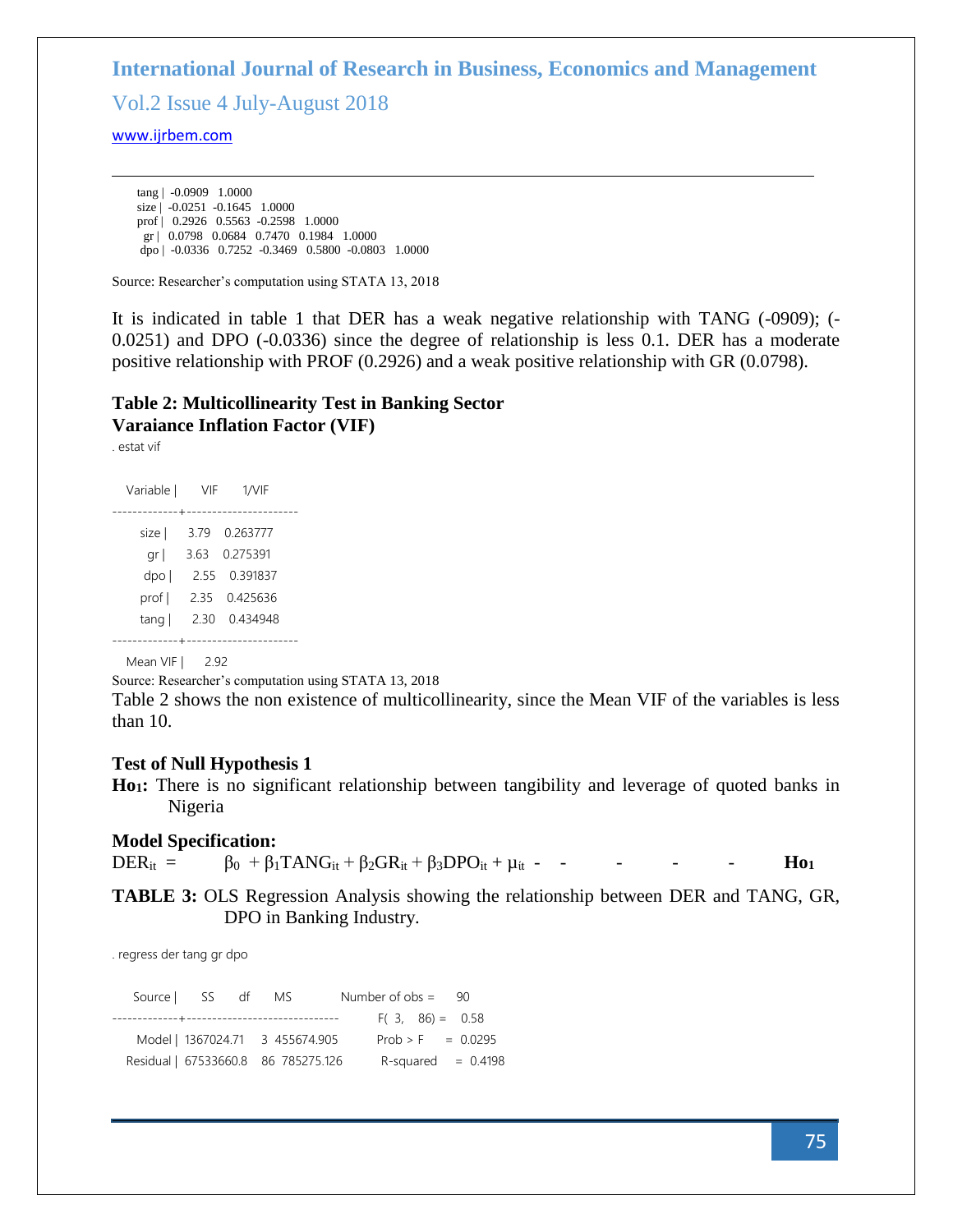```
tang | -0.0909   1.0000
size | -0.0251  -0.1645   1.0000
prof |  0.2926   0.5563  -0.2598   1.0000
  gr |  0.0798   0.0684   0.7470   0.1984   1.0000
 dpo | -0.0336   0.7252  -0.3469   0.5800  -0.0803   1.0000
```

Source: Researcher's computation using STATA 13, 2018

It is indicated in table 1 that DER has a weak negative relationship with TANG (-0909); (-0.0251) and DPO (-0.0336) since the degree of relationship is less 0.1. DER has a moderate positive relationship with PROF (0.2926) and a weak positive relationship with GR (0.0798).

**Table 2: Multicollinearity Test in Banking Sector**
**Varaiance Inflation Factor (VIF)**

```
. estat vif

    Variable |       VIF       1/VIF
-------------+----------------------
        size |      3.79    0.263777
          gr |      3.63    0.275391
         dpo |      2.55    0.391837
        prof |      2.35    0.425636
        tang |      2.30    0.434948
-------------+----------------------
    Mean VIF |      2.92
```

Source: Researcher's computation using STATA 13, 2018

Table 2 shows the non existence of multicollinearity, since the Mean VIF of the variables is less than 10.

**Test of Null Hypothesis 1**

**$H_{O1}$:** There is no significant relationship between tangibility and leverage of quoted banks in Nigeria

**Model Specification:**

$$DER_{it} = \beta_0 + \beta_1 TANG_{it} + \beta_2 GR_{it} + \beta_3 DPO_{it} + \mu_{it} \quad - \quad - \quad - \quad - \quad - \quad \mathbf{H_{O1}}$$

**TABLE 3:** OLS Regression Analysis showing the relationship between DER and TANG, GR, DPO in Banking Industry.

```
. regress der tang gr dpo

      Source |       SS       df       MS              Number of obs =      90
-------------+------------------------------           F(  3,    86) =    0.58
       Model |  1367024.71     3  455674.905           Prob > F      =  0.0295
    Residual |  67533660.8    86  785275.126           R-squared     =  0.4198
```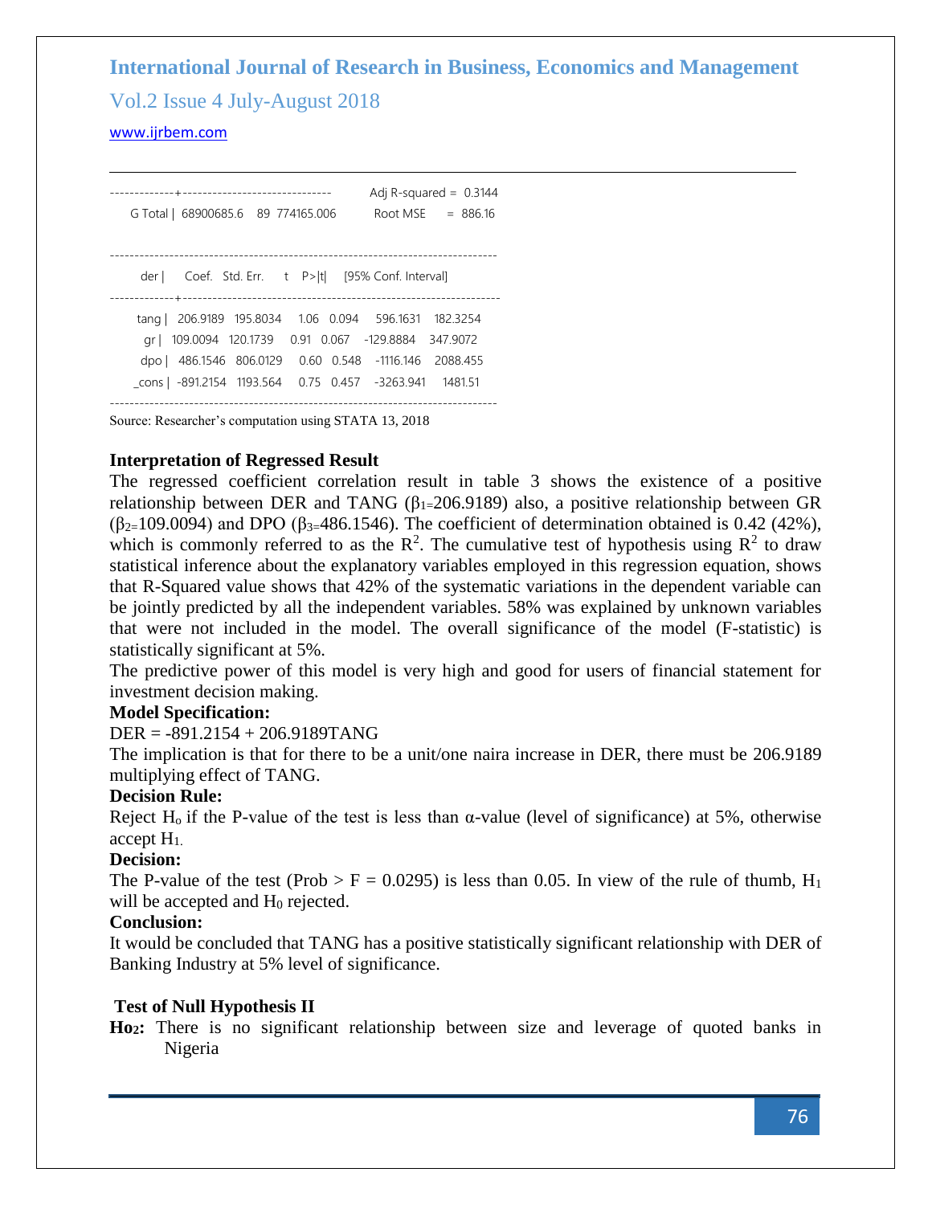| | | | | | | |
|---|---|---|---|---|---|---|
| G Total | 68900685.6 | 89 | 774165.006 | | Adj R-squared = | 0.3144 |
| | | | | | Root MSE = | 886.16 |

| der | Coef. | Std. Err. | t | P>\|t\| | [95% Conf. Interval] | |
|---|---|---|---|---|---|---|
| tang | 206.9189 | 195.8034 | 1.06 | 0.094 | 596.1631 | 182.3254 |
| gr | 109.0094 | 120.1739 | 0.91 | 0.067 | -129.8884 | 347.9072 |
| dpo | 486.1546 | 806.0129 | 0.60 | 0.548 | -1116.146 | 2088.455 |
| _cons | -891.2154 | 1193.564 | 0.75 | 0.457 | -3263.941 | 1481.51 |

Source: Researcher's computation using STATA 13, 2018

**Interpretation of Regressed Result**

The regressed coefficient correlation result in table 3 shows the existence of a positive relationship between DER and TANG ($\beta_1$=206.9189) also, a positive relationship between GR ($\beta_2$=109.0094) and DPO ($\beta_3$=486.1546). The coefficient of determination obtained is 0.42 (42%), which is commonly referred to as the $R^2$. The cumulative test of hypothesis using $R^2$ to draw statistical inference about the explanatory variables employed in this regression equation, shows that R-Squared value shows that 42% of the systematic variations in the dependent variable can be jointly predicted by all the independent variables. 58% was explained by unknown variables that were not included in the model. The overall significance of the model (F-statistic) is statistically significant at 5%.

The predictive power of this model is very high and good for users of financial statement for investment decision making.

**Model Specification:**

DER = -891.2154 + 206.9189TANG

The implication is that for there to be a unit/one naira increase in DER, there must be 206.9189 multiplying effect of TANG.

**Decision Rule:**

Reject $H_o$ if the P-value of the test is less than α-value (level of significance) at 5%, otherwise accept $H_1$.

**Decision:**

The P-value of the test (Prob > F = 0.0295) is less than 0.05. In view of the rule of thumb, $H_1$ will be accepted and $H_0$ rejected.

**Conclusion:**

It would be concluded that TANG has a positive statistically significant relationship with DER of Banking Industry at 5% level of significance.

**Test of Null Hypothesis II**

**$Ho_2$:** There is no significant relationship between size and leverage of quoted banks in Nigeria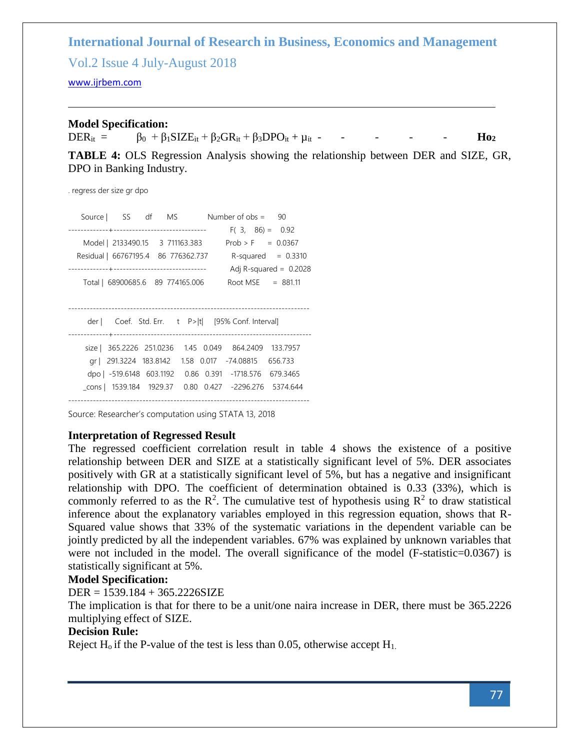**Model Specification:**

$DER_{it} = \beta_0 + \beta_1 SIZE_{it} + \beta_2 GR_{it} + \beta_3 DPO_{it} + \mu_{it}$ - - - - - **$Ho_2$**

**TABLE 4:** OLS Regression Analysis showing the relationship between DER and SIZE, GR, DPO in Banking Industry.

```
. regress der size gr dpo

      Source |       SS       df       MS              Number of obs =      90
-------------+------------------------------           F(  3,    86) =    0.92
       Model |  2133490.15     3  711163.383           Prob > F      =  0.0367
    Residual |  66767195.4    86  776362.737           R-squared     =  0.3310
-------------+------------------------------           Adj R-squared =  0.2028
       Total |  68900685.6    89  774165.006           Root MSE      =  881.11

------------------------------------------------------------------------------
         der |      Coef.   Std. Err.      t    P>|t|     [95% Conf. Interval]
-------------+----------------------------------------------------------------
        size |   365.2226   251.0236     1.45   0.049     864.2409    133.7957
          gr |   291.3224   183.8142     1.58   0.017    -74.08815     656.733
         dpo |  -519.6148   603.1192     0.86   0.391    -1718.576    679.3465
       _cons |   1539.184    1929.37     0.80   0.427    -2296.276    5374.644
------------------------------------------------------------------------------
```

Source: Researcher's computation using STATA 13, 2018

**Interpretation of Regressed Result**

The regressed coefficient correlation result in table 4 shows the existence of a positive relationship between DER and SIZE at a statistically significant level of 5%. DER associates positively with GR at a statistically significant level of 5%, but has a negative and insignificant relationship with DPO. The coefficient of determination obtained is 0.33 (33%), which is commonly referred to as the $R^2$. The cumulative test of hypothesis using $R^2$ to draw statistical inference about the explanatory variables employed in this regression equation, shows that R-Squared value shows that 33% of the systematic variations in the dependent variable can be jointly predicted by all the independent variables. 67% was explained by unknown variables that were not included in the model. The overall significance of the model (F-statistic=0.0367) is statistically significant at 5%.

**Model Specification:**

DER = 1539.184 + 365.2226SIZE

The implication is that for there to be a unit/one naira increase in DER, there must be 365.2226 multiplying effect of SIZE.

**Decision Rule:**

Reject $H_o$ if the P-value of the test is less than 0.05, otherwise accept $H_1$.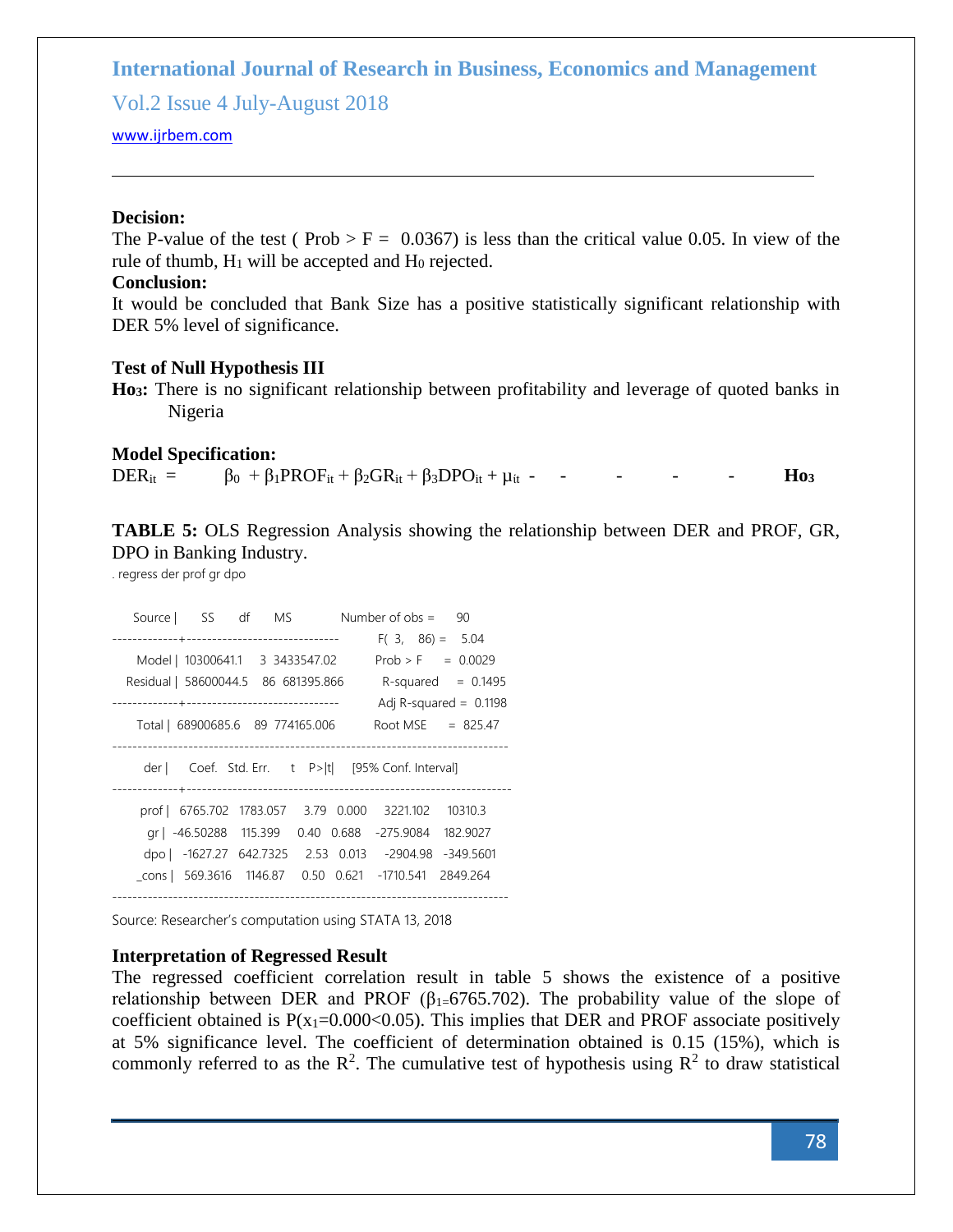**Decision:**

The P-value of the test ( Prob > F = 0.0367) is less than the critical value 0.05. In view of the rule of thumb, $H_1$ will be accepted and $H_0$ rejected.

**Conclusion:**

It would be concluded that Bank Size has a positive statistically significant relationship with DER 5% level of significance.

**Test of Null Hypothesis III**

**Ho3:** There is no significant relationship between profitability and leverage of quoted banks in Nigeria

**Model Specification:**

$DER_{it} = \beta_0 + \beta_1 PROF_{it} + \beta_2 GR_{it} + \beta_3 DPO_{it} + \mu_{it}$ - - - - - **Ho3**

**TABLE 5:** OLS Regression Analysis showing the relationship between DER and PROF, GR, DPO in Banking Industry.

. regress der prof gr dpo

```
      Source |       SS       df       MS              Number of obs =      90
-------------+------------------------------           F(  3,    86) =    5.04
       Model |  10300641.1     3  3433547.02           Prob > F      =  0.0029
    Residual |  58600044.5    86  681395.866           R-squared     =  0.1495
-------------+------------------------------           Adj R-squared =  0.1198
       Total |  68900685.6    89  774165.006           Root MSE      =  825.47

------------------------------------------------------------------------------
         der |      Coef.   Std. Err.      t    P>|t|     [95% Conf. Interval]
-------------+----------------------------------------------------------------
        prof |   6765.702   1783.057     3.79   0.000     3221.102     10310.3
          gr |  -46.50288    115.399     0.40   0.688    -275.9084    182.9027
         dpo |   -1627.27   642.7325     2.53   0.013     -2904.98   -349.5601
       _cons |   569.3616    1146.87     0.50   0.621    -1710.541    2849.264
------------------------------------------------------------------------------
```

Source: Researcher's computation using STATA 13, 2018

**Interpretation of Regressed Result**

The regressed coefficient correlation result in table 5 shows the existence of a positive relationship between DER and PROF ($\beta_1$=6765.702). The probability value of the slope of coefficient obtained is $P(x_1=0.000<0.05)$. This implies that DER and PROF associate positively at 5% significance level. The coefficient of determination obtained is 0.15 (15%), which is commonly referred to as the $R^2$. The cumulative test of hypothesis using $R^2$ to draw statistical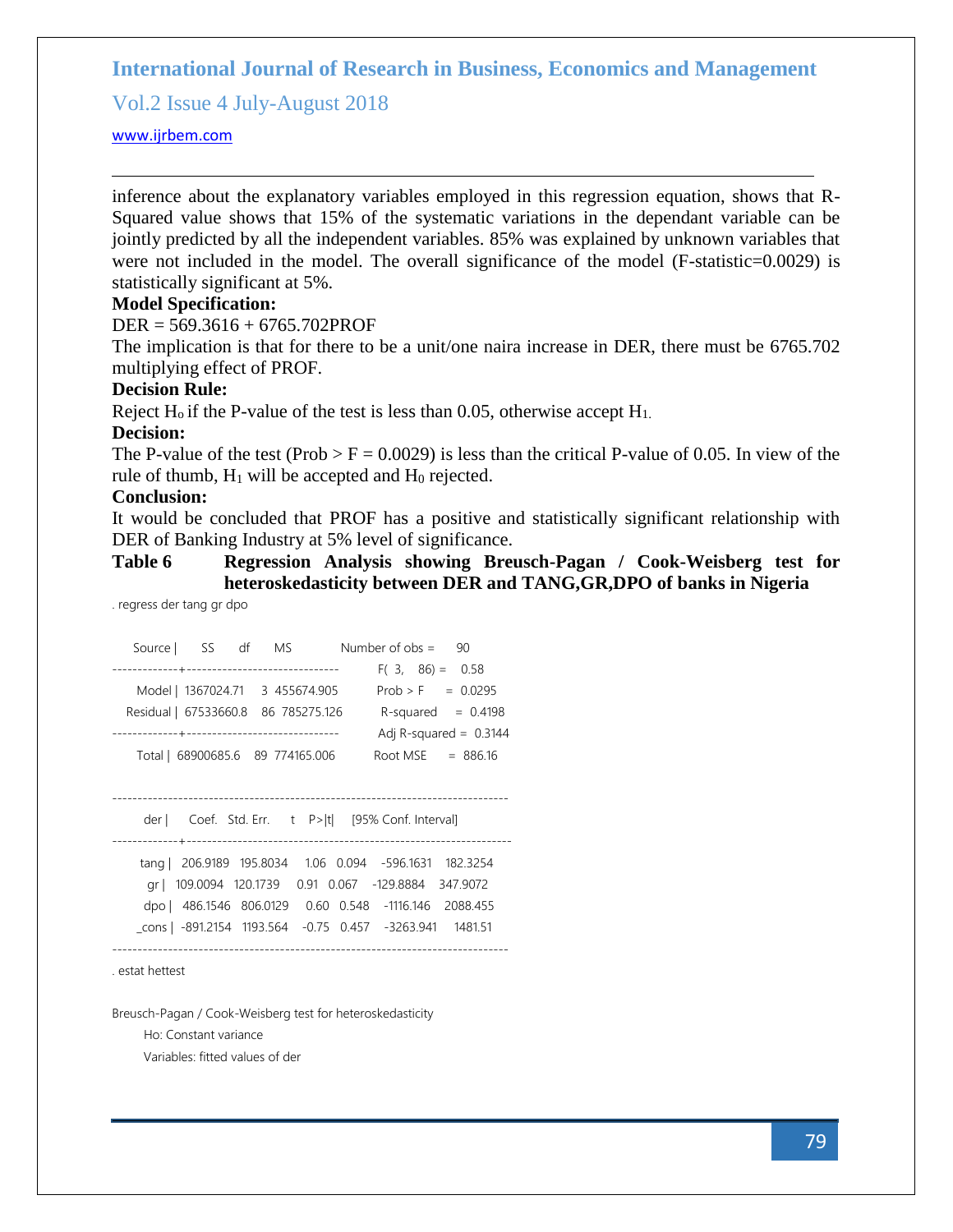inference about the explanatory variables employed in this regression equation, shows that R-Squared value shows that 15% of the systematic variations in the dependant variable can be jointly predicted by all the independent variables. 85% was explained by unknown variables that were not included in the model. The overall significance of the model (F-statistic=0.0029) is statistically significant at 5%.

**Model Specification:**

DER = 569.3616 + 6765.702PROF

The implication is that for there to be a unit/one naira increase in DER, there must be 6765.702 multiplying effect of PROF.

**Decision Rule:**

Reject $H_o$ if the P-value of the test is less than 0.05, otherwise accept $H_1$.

**Decision:**

The P-value of the test (Prob > F = 0.0029) is less than the critical P-value of 0.05. In view of the rule of thumb, $H_1$ will be accepted and $H_0$ rejected.

**Conclusion:**

It would be concluded that PROF has a positive and statistically significant relationship with DER of Banking Industry at 5% level of significance.

**Table 6 Regression Analysis showing Breusch-Pagan / Cook-Weisberg test for heteroskedasticity between DER and TANG,GR,DPO of banks in Nigeria**

```
. regress der tang gr dpo

     Source |       SS       df       MS              Number of obs =      90
-------------+------------------------------           F(  3,    86) =    0.58
      Model |  1367024.71     3  455674.905           Prob > F      =  0.0295
   Residual |  67533660.8    86  785275.126           R-squared     =  0.4198
-------------+------------------------------           Adj R-squared =  0.3144
      Total |  68900685.6    89  774165.006           Root MSE      =  886.16

------------------------------------------------------------------------------
         der |      Coef.   Std. Err.      t    P>|t|     [95% Conf. Interval]
-------------+----------------------------------------------------------------
        tang |   206.9189   195.8034     1.06   0.094    -596.1631    182.3254
          gr |   109.0094   120.1739     0.91   0.067    -129.8884    347.9072
         dpo |   486.1546   806.0129     0.60   0.548    -1116.146    2088.455
       _cons |  -891.2154   1193.564    -0.75   0.457    -3263.941     1481.51
------------------------------------------------------------------------------

. estat hettest

Breusch-Pagan / Cook-Weisberg test for heteroskedasticity
         Ho: Constant variance
         Variables: fitted values of der
```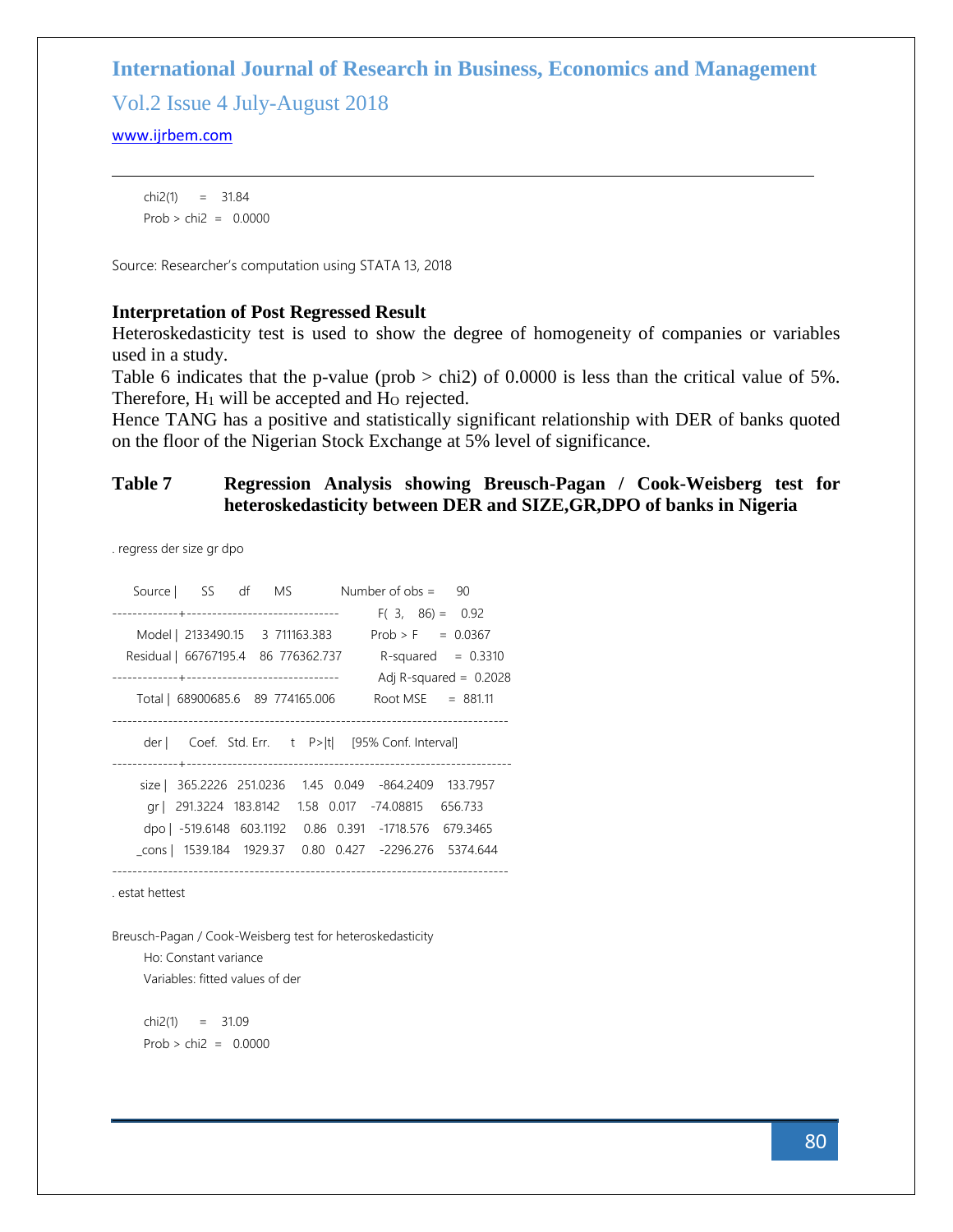```
chi2(1)      =    31.84
Prob > chi2  =   0.0000
```

Source: Researcher's computation using STATA 13, 2018

**Interpretation of Post Regressed Result**

Heteroskedasticity test is used to show the degree of homogeneity of companies or variables used in a study.

Table 6 indicates that the p-value (prob > chi2) of 0.0000 is less than the critical value of 5%. Therefore, $H_1$ will be accepted and $H_O$ rejected.

Hence TANG has a positive and statistically significant relationship with DER of banks quoted on the floor of the Nigerian Stock Exchange at 5% level of significance.

### Table 7 Regression Analysis showing Breusch-Pagan / Cook-Weisberg test for heteroskedasticity between DER and SIZE,GR,DPO of banks in Nigeria

```
. regress der size gr dpo

      Source |       SS       df       MS              Number of obs =      90
-------------+------------------------------           F(  3,    86) =    0.92
       Model |  2133490.15     3  711163.383           Prob > F      =  0.0367
    Residual |  66767195.4    86  776362.737           R-squared     =  0.3310
-------------+------------------------------           Adj R-squared =  0.2028
       Total |  68900685.6    89  774165.006           Root MSE      =  881.11

------------------------------------------------------------------------------
         der |      Coef.   Std. Err.      t    P>|t|     [95% Conf. Interval]
-------------+----------------------------------------------------------------
        size |   365.2226   251.0236     1.45   0.049    -864.2409    133.7957
          gr |   291.3224   183.8142     1.58   0.017    -74.08815     656.733
         dpo |  -519.6148   603.1192     0.86   0.391    -1718.576    679.3465
       _cons |   1539.184    1929.37     0.80   0.427    -2296.276    5374.644
------------------------------------------------------------------------------
. estat hettest

Breusch-Pagan / Cook-Weisberg test for heteroskedasticity
         Ho: Constant variance
         Variables: fitted values of der

         chi2(1)      =    31.09
         Prob > chi2  =   0.0000
```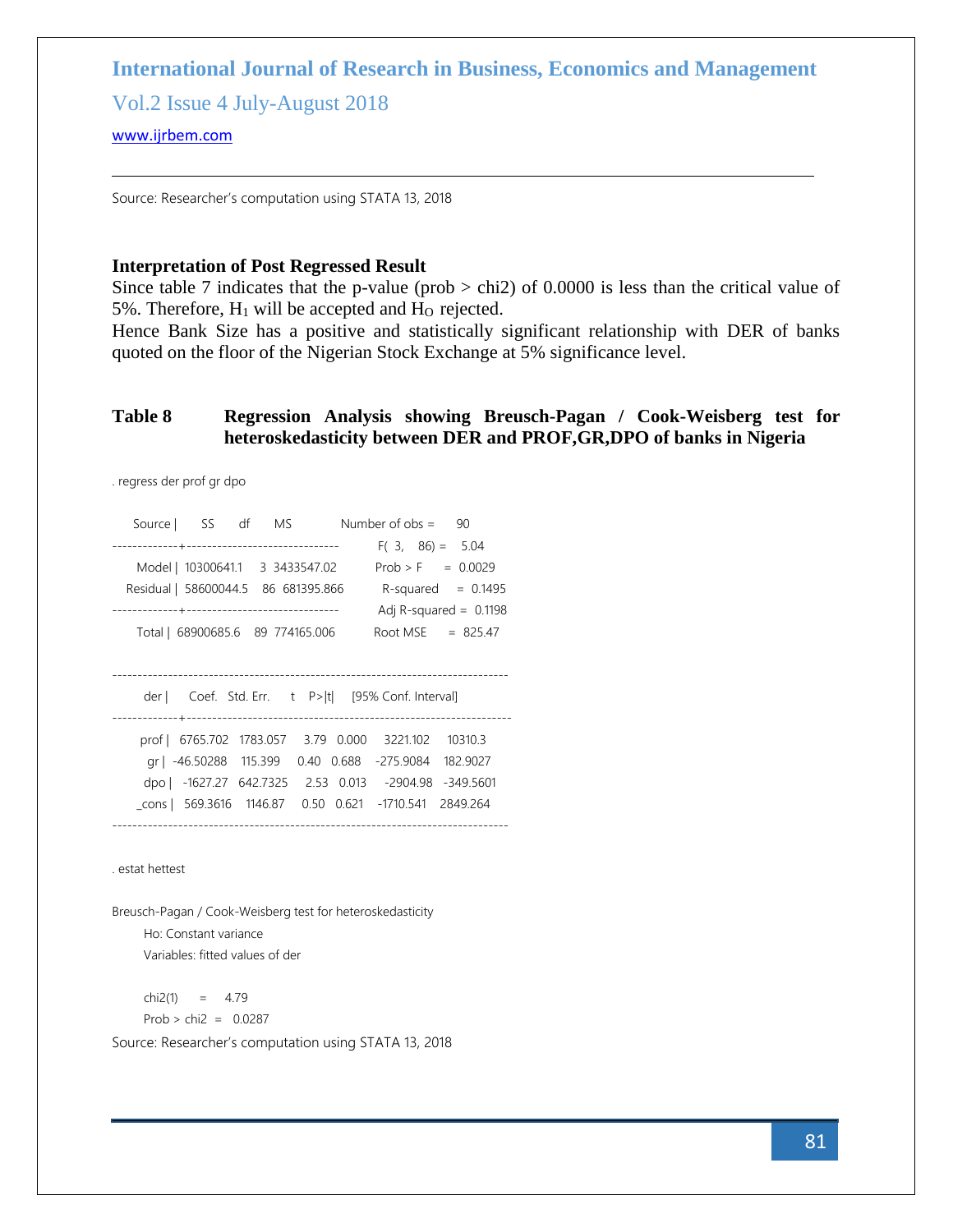Source: Researcher's computation using STATA 13, 2018

**Interpretation of Post Regressed Result**

Since table 7 indicates that the p-value (prob > chi2) of 0.0000 is less than the critical value of 5%. Therefore, $H_1$ will be accepted and $H_O$ rejected.

Hence Bank Size has a positive and statistically significant relationship with DER of banks quoted on the floor of the Nigerian Stock Exchange at 5% significance level.

### Table 8 Regression Analysis showing Breusch-Pagan / Cook-Weisberg test for heteroskedasticity between DER and PROF,GR,DPO of banks in Nigeria

```
. regress der prof gr dpo

      Source |       SS       df       MS              Number of obs =      90
-------------+------------------------------           F(  3,    86) =    5.04
       Model |  10300641.1     3  3433547.02           Prob > F      =  0.0029
    Residual |  58600044.5    86  681395.866           R-squared     =  0.1495
-------------+------------------------------           Adj R-squared =  0.1198
       Total |  68900685.6    89  774165.006           Root MSE      =  825.47

------------------------------------------------------------------------------
         der |      Coef.   Std. Err.      t    P>|t|     [95% Conf. Interval]
-------------+----------------------------------------------------------------
        prof |   6765.702   1783.057     3.79   0.000     3221.102     10310.3
          gr |  -46.50288    115.399     0.40   0.688    -275.9084    182.9027
         dpo |   -1627.27   642.7325     2.53   0.013     -2904.98   -349.5601
       _cons |   569.3616    1146.87     0.50   0.621    -1710.541    2849.264
------------------------------------------------------------------------------

. estat hettest

Breusch-Pagan / Cook-Weisberg test for heteroskedasticity
         Ho: Constant variance
         Variables: fitted values of der

         chi2(1)      =     4.79
         Prob > chi2  =   0.0287
```

Source: Researcher's computation using STATA 13, 2018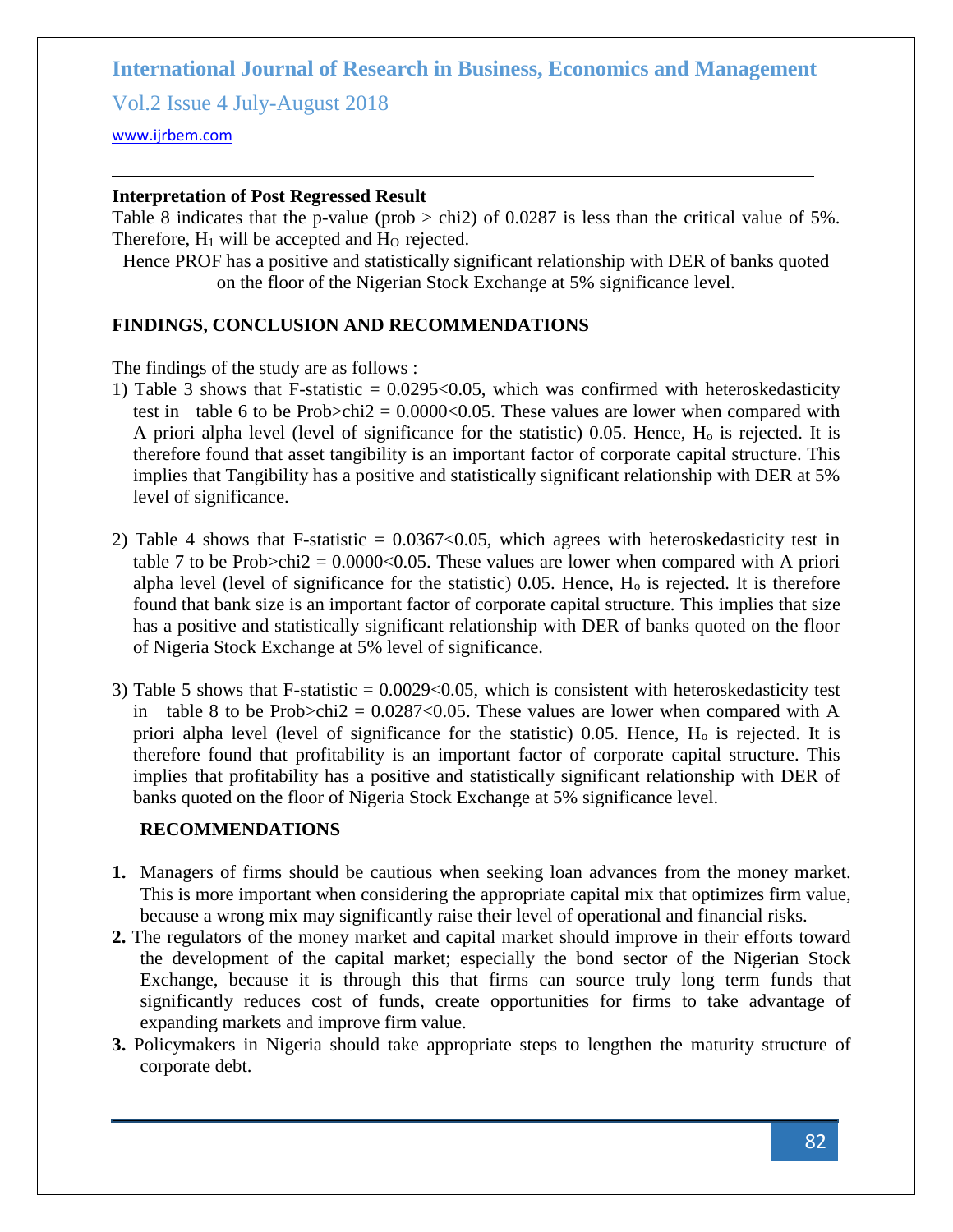**Interpretation of Post Regressed Result**

Table 8 indicates that the p-value (prob > chi2) of 0.0287 is less than the critical value of 5%. Therefore, $H_1$ will be accepted and $H_O$ rejected.

Hence PROF has a positive and statistically significant relationship with DER of banks quoted on the floor of the Nigerian Stock Exchange at 5% significance level.

## FINDINGS, CONCLUSION AND RECOMMENDATIONS

The findings of the study are as follows :

1) Table 3 shows that F-statistic = 0.0295<0.05, which was confirmed with heteroskedasticity test in table 6 to be Prob>chi2 = 0.0000<0.05. These values are lower when compared with A priori alpha level (level of significance for the statistic) 0.05. Hence, $H_o$ is rejected. It is therefore found that asset tangibility is an important factor of corporate capital structure. This implies that Tangibility has a positive and statistically significant relationship with DER at 5% level of significance.

2) Table 4 shows that F-statistic = 0.0367<0.05, which agrees with heteroskedasticity test in table 7 to be Prob>chi2 = 0.0000<0.05. These values are lower when compared with A priori alpha level (level of significance for the statistic) 0.05. Hence, $H_o$ is rejected. It is therefore found that bank size is an important factor of corporate capital structure. This implies that size has a positive and statistically significant relationship with DER of banks quoted on the floor of Nigeria Stock Exchange at 5% level of significance.

3) Table 5 shows that F-statistic = 0.0029<0.05, which is consistent with heteroskedasticity test in table 8 to be Prob>chi2 = 0.0287<0.05. These values are lower when compared with A priori alpha level (level of significance for the statistic) 0.05. Hence, $H_o$ is rejected. It is therefore found that profitability is an important factor of corporate capital structure. This implies that profitability has a positive and statistically significant relationship with DER of banks quoted on the floor of Nigeria Stock Exchange at 5% significance level.

### RECOMMENDATIONS

1. Managers of firms should be cautious when seeking loan advances from the money market. This is more important when considering the appropriate capital mix that optimizes firm value, because a wrong mix may significantly raise their level of operational and financial risks.
2. The regulators of the money market and capital market should improve in their efforts toward the development of the capital market; especially the bond sector of the Nigerian Stock Exchange, because it is through this that firms can source truly long term funds that significantly reduces cost of funds, create opportunities for firms to take advantage of expanding markets and improve firm value.
3. Policymakers in Nigeria should take appropriate steps to lengthen the maturity structure of corporate debt.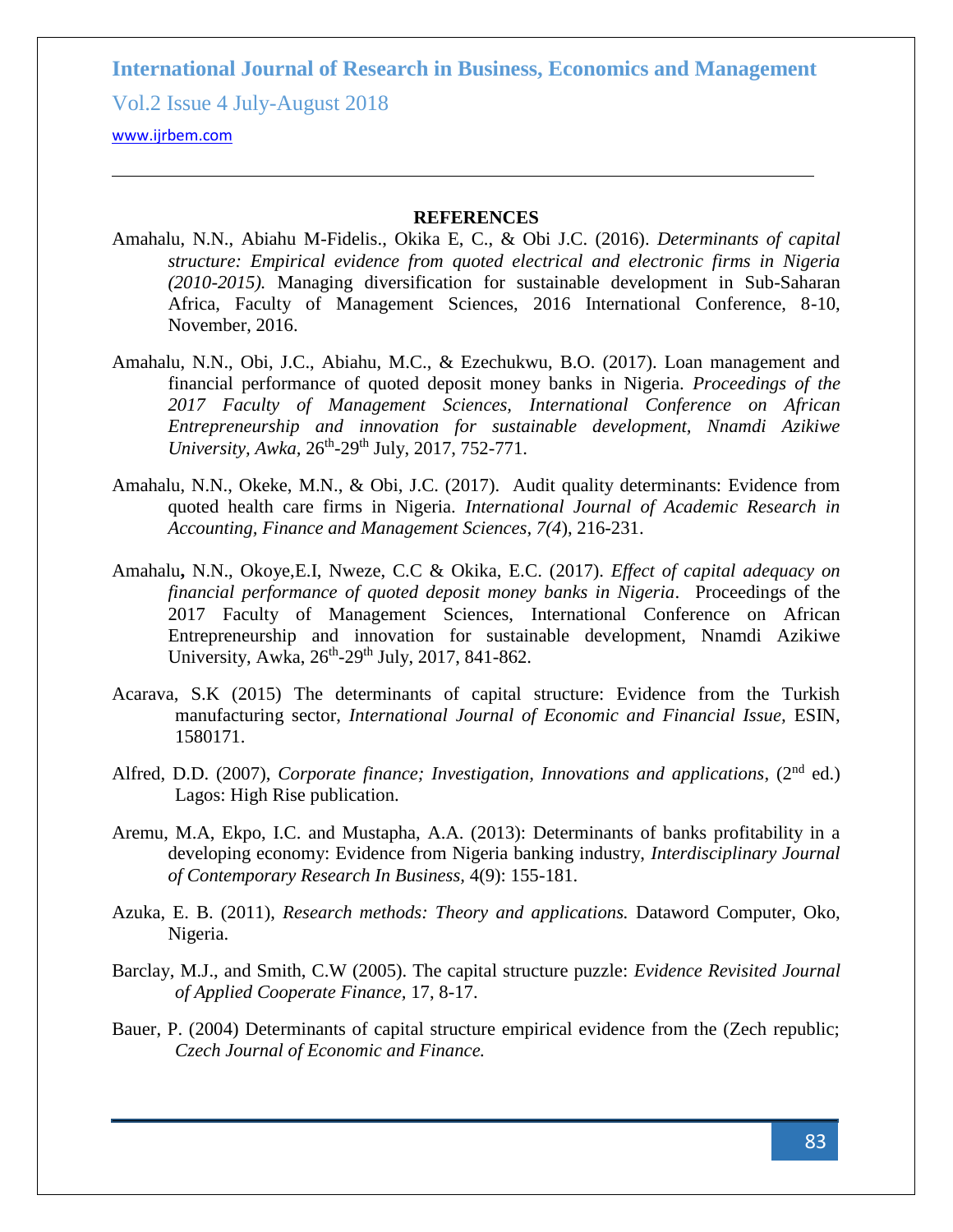## REFERENCES

Amahalu, N.N., Abiahu M-Fidelis., Okika E, C., & Obi J.C. (2016). *Determinants of capital structure: Empirical evidence from quoted electrical and electronic firms in Nigeria (2010-2015).* Managing diversification for sustainable development in Sub-Saharan Africa, Faculty of Management Sciences, 2016 International Conference, 8-10, November, 2016.

Amahalu, N.N., Obi, J.C., Abiahu, M.C., & Ezechukwu, B.O. (2017). Loan management and financial performance of quoted deposit money banks in Nigeria. *Proceedings of the 2017 Faculty of Management Sciences, International Conference on African Entrepreneurship and innovation for sustainable development, Nnamdi Azikiwe University, Awka*, 26th-29th July, 2017, 752-771.

Amahalu, N.N., Okeke, M.N., & Obi, J.C. (2017). Audit quality determinants: Evidence from quoted health care firms in Nigeria. *International Journal of Academic Research in Accounting, Finance and Management Sciences, 7(4*), 216-231.

Amahalu**,** N.N., Okoye,E.I, Nweze, C.C & Okika, E.C. (2017). *Effect of capital adequacy on financial performance of quoted deposit money banks in Nigeria*. Proceedings of the 2017 Faculty of Management Sciences, International Conference on African Entrepreneurship and innovation for sustainable development, Nnamdi Azikiwe University, Awka, 26th-29th July, 2017, 841-862.

Acarava, S.K (2015) The determinants of capital structure: Evidence from the Turkish manufacturing sector, *International Journal of Economic and Financial Issue*, ESIN, 1580171.

Alfred, D.D. (2007), *Corporate finance; Investigation, Innovations and applications*, (2nd ed.) Lagos: High Rise publication.

Aremu, M.A, Ekpo, I.C. and Mustapha, A.A. (2013): Determinants of banks profitability in a developing economy: Evidence from Nigeria banking industry, *Interdisciplinary Journal of Contemporary Research In Business*, 4(9): 155-181.

Azuka, E. B. (2011), *Research methods: Theory and applications.* Dataword Computer, Oko, Nigeria.

Barclay, M.J., and Smith, C.W (2005). The capital structure puzzle: *Evidence Revisited Journal of Applied Cooperate Finance*, 17, 8-17.

Bauer, P. (2004) Determinants of capital structure empirical evidence from the (Zech republic; *Czech Journal of Economic and Finance.*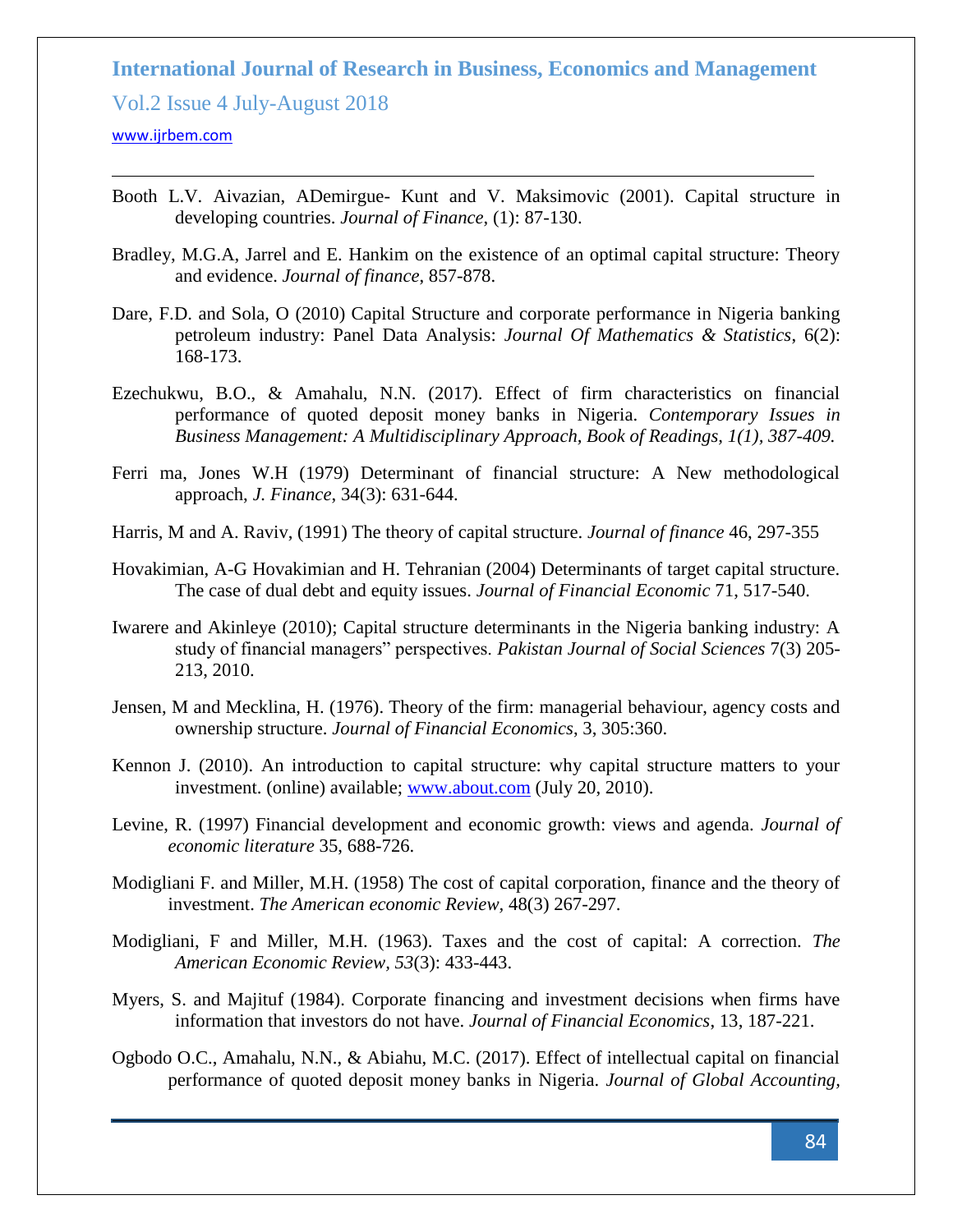Booth L.V. Aivazian, ADemirgue- Kunt and V. Maksimovic (2001). Capital structure in developing countries. *Journal of Finance*, (1): 87-130.

Bradley, M.G.A, Jarrel and E. Hankim on the existence of an optimal capital structure: Theory and evidence. *Journal of finance*, 857-878.

Dare, F.D. and Sola, O (2010) Capital Structure and corporate performance in Nigeria banking petroleum industry: Panel Data Analysis: *Journal Of Mathematics & Statistics*, 6(2): 168-173.

Ezechukwu, B.O., & Amahalu, N.N. (2017). Effect of firm characteristics on financial performance of quoted deposit money banks in Nigeria. *Contemporary Issues in Business Management: A Multidisciplinary Approach, Book of Readings, 1(1), 387-409.*

Ferri ma, Jones W.H (1979) Determinant of financial structure: A New methodological approach, *J. Finance*, 34(3): 631-644.

Harris, M and A. Raviv, (1991) The theory of capital structure. *Journal of finance* 46, 297-355

Hovakimian, A-G Hovakimian and H. Tehranian (2004) Determinants of target capital structure. The case of dual debt and equity issues. *Journal of Financial Economic* 71, 517-540.

Iwarere and Akinleye (2010); Capital structure determinants in the Nigeria banking industry: A study of financial managers" perspectives. *Pakistan Journal of Social Sciences* 7(3) 205-213, 2010.

Jensen, M and Mecklina, H. (1976). Theory of the firm: managerial behaviour, agency costs and ownership structure. *Journal of Financial Economics*, 3, 305:360.

Kennon J. (2010). An introduction to capital structure: why capital structure matters to your investment. (online) available; www.about.com (July 20, 2010).

Levine, R. (1997) Financial development and economic growth: views and agenda. *Journal of economic literature* 35, 688-726.

Modigliani F. and Miller, M.H. (1958) The cost of capital corporation, finance and the theory of investment. *The American economic Review*, 48(3) 267-297.

Modigliani, F and Miller, M.H. (1963). Taxes and the cost of capital: A correction. *The American Economic Review, 53*(3): 433-443.

Myers, S. and Majituf (1984). Corporate financing and investment decisions when firms have information that investors do not have. *Journal of Financial Economics*, 13, 187-221.

Ogbodo O.C., Amahalu, N.N., & Abiahu, M.C. (2017). Effect of intellectual capital on financial performance of quoted deposit money banks in Nigeria. *Journal of Global Accounting,*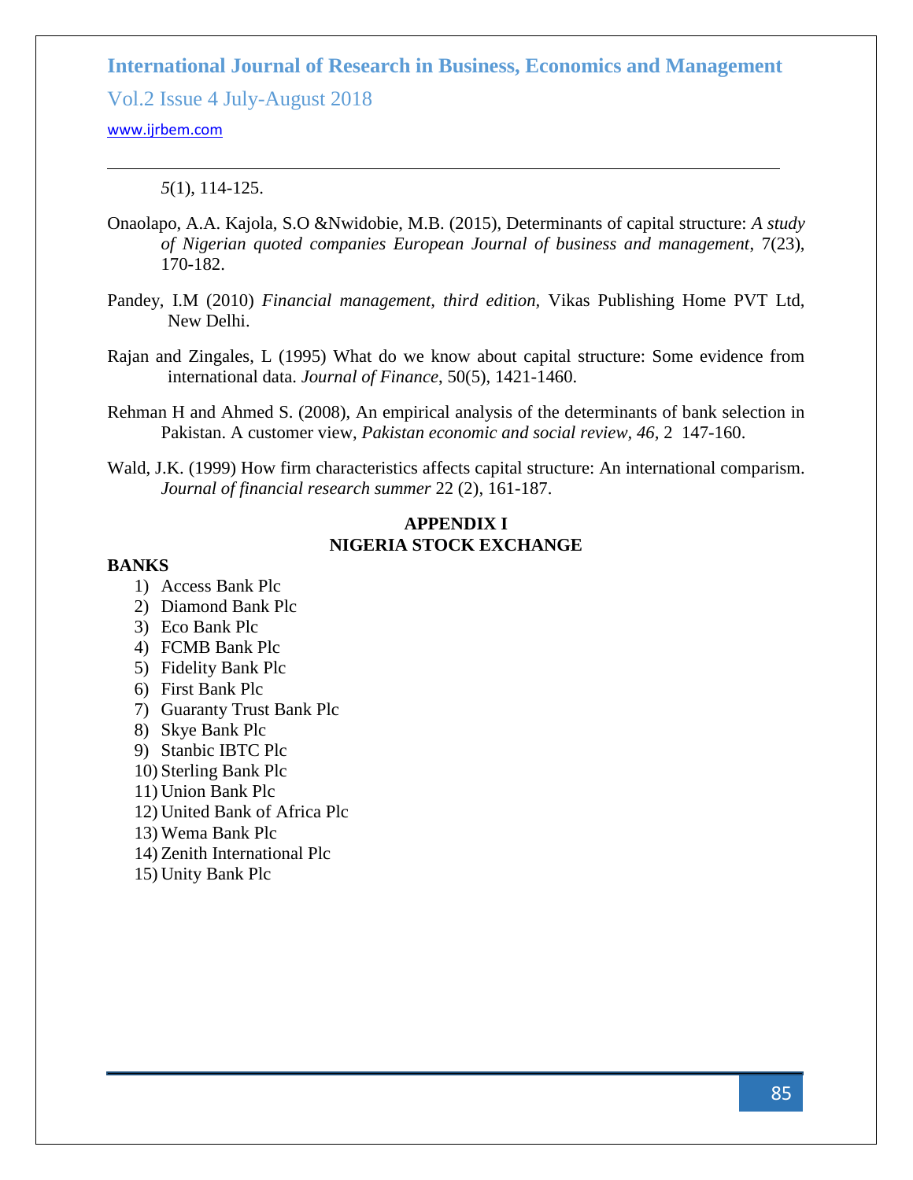*5*(1), 114-125.

Onaolapo, A.A. Kajola, S.O &Nwidobie, M.B. (2015), Determinants of capital structure: *A study of Nigerian quoted companies European Journal of business and management*, 7(23), 170-182.

Pandey, I.M (2010) *Financial management, third edition,* Vikas Publishing Home PVT Ltd, New Delhi.

Rajan and Zingales, L (1995) What do we know about capital structure: Some evidence from international data. *Journal of Finance*, 50(5), 1421-1460.

Rehman H and Ahmed S. (2008), An empirical analysis of the determinants of bank selection in Pakistan. A customer view, *Pakistan economic and social review, 46,* 2 147-160.

Wald, J.K. (1999) How firm characteristics affects capital structure: An international comparism. *Journal of financial research summer* 22 (2), 161-187.

## APPENDIX I
## NIGERIA STOCK EXCHANGE

**BANKS**

1) Access Bank Plc
2) Diamond Bank Plc
3) Eco Bank Plc
4) FCMB Bank Plc
5) Fidelity Bank Plc
6) First Bank Plc
7) Guaranty Trust Bank Plc
8) Skye Bank Plc
9) Stanbic IBTC Plc
10) Sterling Bank Plc
11) Union Bank Plc
12) United Bank of Africa Plc
13) Wema Bank Plc
14) Zenith International Plc
15) Unity Bank Plc